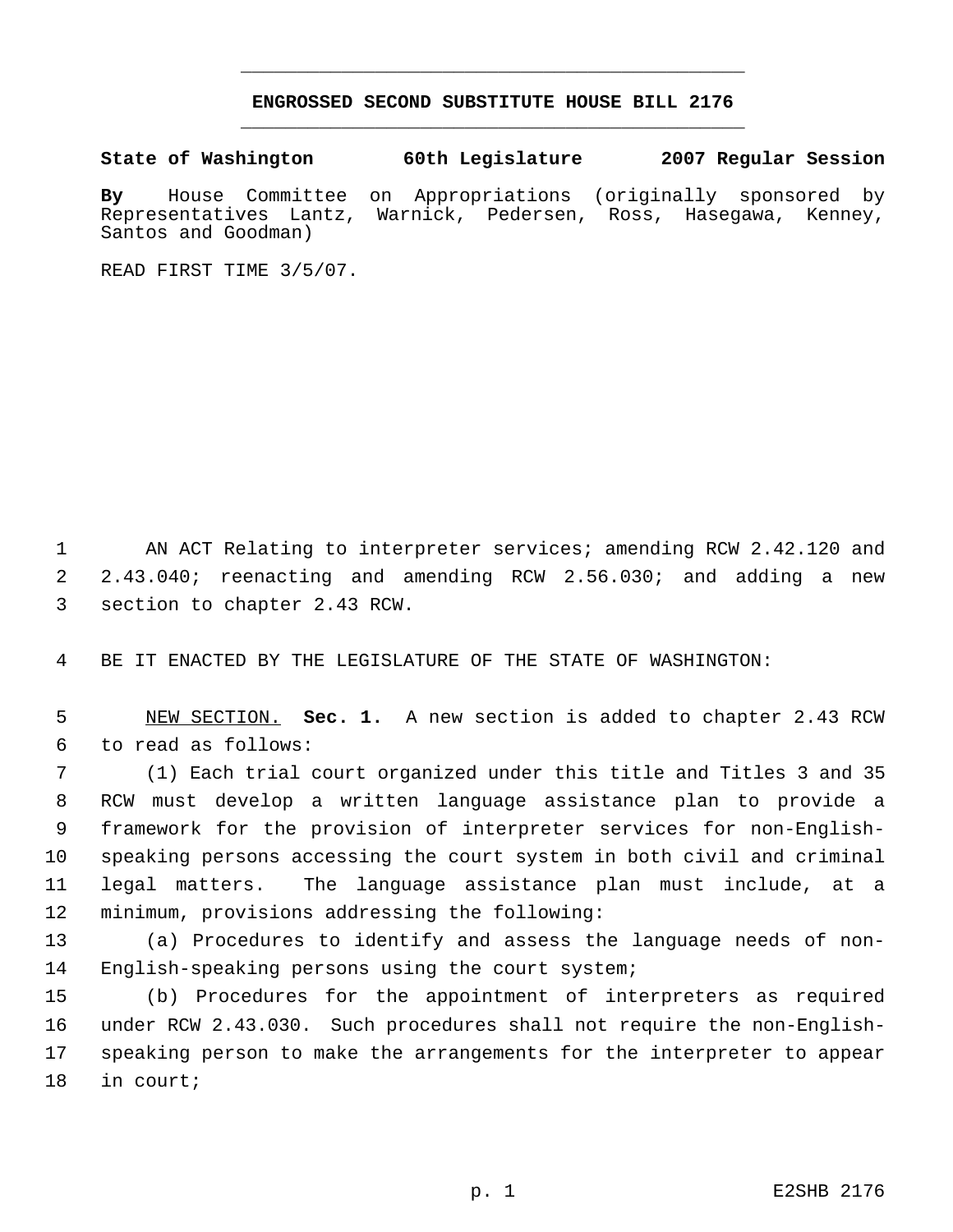# ENGROSSED SECOND SUBSTITUTE HOUSE BILL 2176

**State of Washington 60th Legislature 2007 Regular Session**

**By** House Committee on Appropriations (originally sponsored by Representatives Lantz, Warnick, Pedersen, Ross, Hasegawa, Kenney, Santos and Goodman)

READ FIRST TIME 3/5/07.

AN ACT Relating to interpreter services; amending RCW 2.42.120 and 2.43.040; reenacting and amending RCW 2.56.030; and adding a new section to chapter 2.43 RCW.

BE IT ENACTED BY THE LEGISLATURE OF THE STATE OF WASHINGTON:

NEW SECTION. **Sec. 1.** A new section is added to chapter 2.43 RCW to read as follows:

(1) Each trial court organized under this title and Titles 3 and 35 RCW must develop a written language assistance plan to provide a framework for the provision of interpreter services for non-English-speaking persons accessing the court system in both civil and criminal legal matters. The language assistance plan must include, at a minimum, provisions addressing the following:

(a) Procedures to identify and assess the language needs of non-English-speaking persons using the court system;

(b) Procedures for the appointment of interpreters as required under RCW 2.43.030. Such procedures shall not require the non-English-speaking person to make the arrangements for the interpreter to appear in court;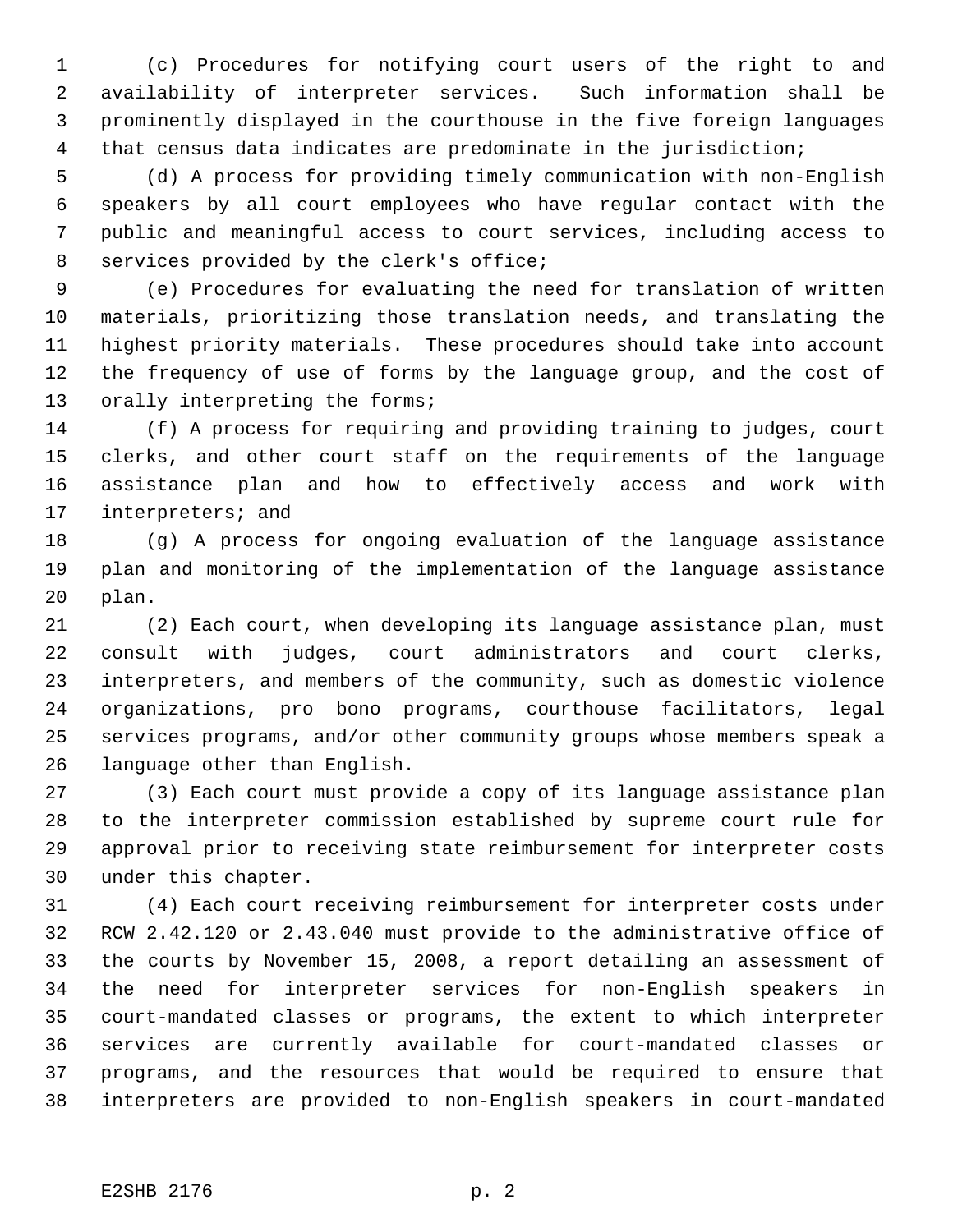(c) Procedures for notifying court users of the right to and availability of interpreter services. Such information shall be prominently displayed in the courthouse in the five foreign languages that census data indicates are predominate in the jurisdiction;

(d) A process for providing timely communication with non-English speakers by all court employees who have regular contact with the public and meaningful access to court services, including access to services provided by the clerk's office;

(e) Procedures for evaluating the need for translation of written materials, prioritizing those translation needs, and translating the highest priority materials. These procedures should take into account the frequency of use of forms by the language group, and the cost of orally interpreting the forms;

(f) A process for requiring and providing training to judges, court clerks, and other court staff on the requirements of the language assistance plan and how to effectively access and work with interpreters; and

(g) A process for ongoing evaluation of the language assistance plan and monitoring of the implementation of the language assistance plan.

(2) Each court, when developing its language assistance plan, must consult with judges, court administrators and court clerks, interpreters, and members of the community, such as domestic violence organizations, pro bono programs, courthouse facilitators, legal services programs, and/or other community groups whose members speak a language other than English.

(3) Each court must provide a copy of its language assistance plan to the interpreter commission established by supreme court rule for approval prior to receiving state reimbursement for interpreter costs under this chapter.

(4) Each court receiving reimbursement for interpreter costs under RCW 2.42.120 or 2.43.040 must provide to the administrative office of the courts by November 15, 2008, a report detailing an assessment of the need for interpreter services for non-English speakers in court-mandated classes or programs, the extent to which interpreter services are currently available for court-mandated classes or programs, and the resources that would be required to ensure that interpreters are provided to non-English speakers in court-mandated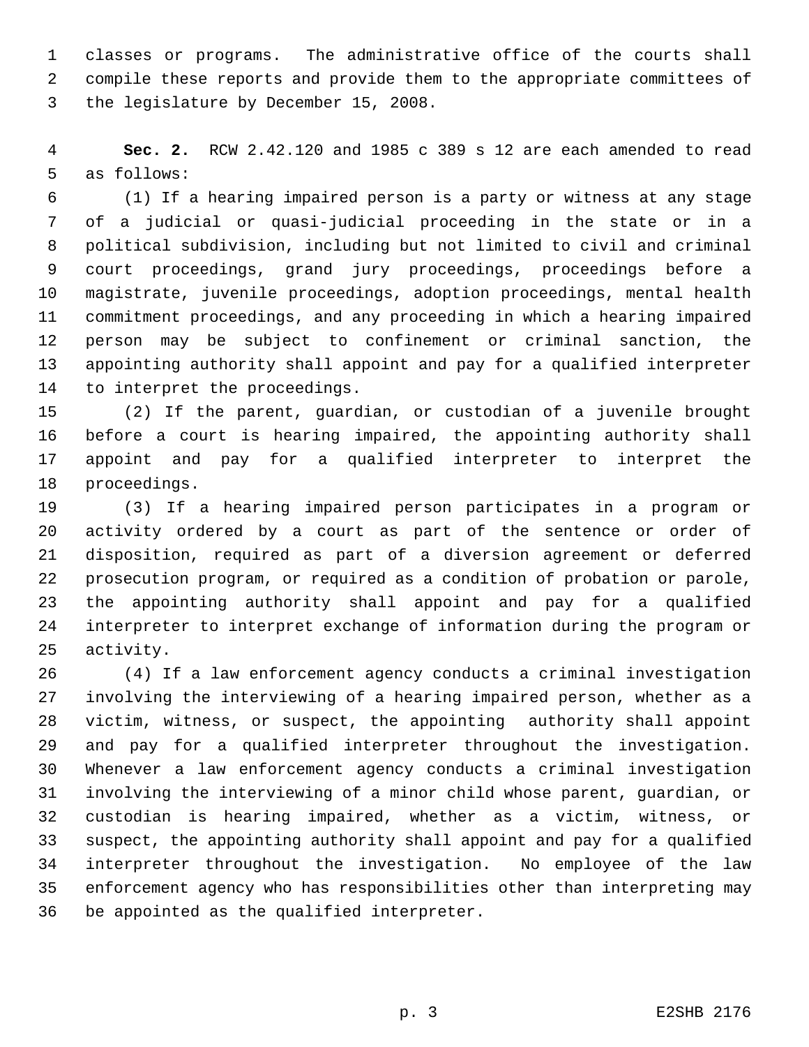classes or programs. The administrative office of the courts shall compile these reports and provide them to the appropriate committees of the legislature by December 15, 2008.

**Sec. 2.** RCW 2.42.120 and 1985 c 389 s 12 are each amended to read as follows:

(1) If a hearing impaired person is a party or witness at any stage of a judicial or quasi-judicial proceeding in the state or in a political subdivision, including but not limited to civil and criminal court proceedings, grand jury proceedings, proceedings before a magistrate, juvenile proceedings, adoption proceedings, mental health commitment proceedings, and any proceeding in which a hearing impaired person may be subject to confinement or criminal sanction, the appointing authority shall appoint and pay for a qualified interpreter to interpret the proceedings.

(2) If the parent, guardian, or custodian of a juvenile brought before a court is hearing impaired, the appointing authority shall appoint and pay for a qualified interpreter to interpret the proceedings.

(3) If a hearing impaired person participates in a program or activity ordered by a court as part of the sentence or order of disposition, required as part of a diversion agreement or deferred prosecution program, or required as a condition of probation or parole, the appointing authority shall appoint and pay for a qualified interpreter to interpret exchange of information during the program or activity.

(4) If a law enforcement agency conducts a criminal investigation involving the interviewing of a hearing impaired person, whether as a victim, witness, or suspect, the appointing authority shall appoint and pay for a qualified interpreter throughout the investigation. Whenever a law enforcement agency conducts a criminal investigation involving the interviewing of a minor child whose parent, guardian, or custodian is hearing impaired, whether as a victim, witness, or suspect, the appointing authority shall appoint and pay for a qualified interpreter throughout the investigation. No employee of the law enforcement agency who has responsibilities other than interpreting may be appointed as the qualified interpreter.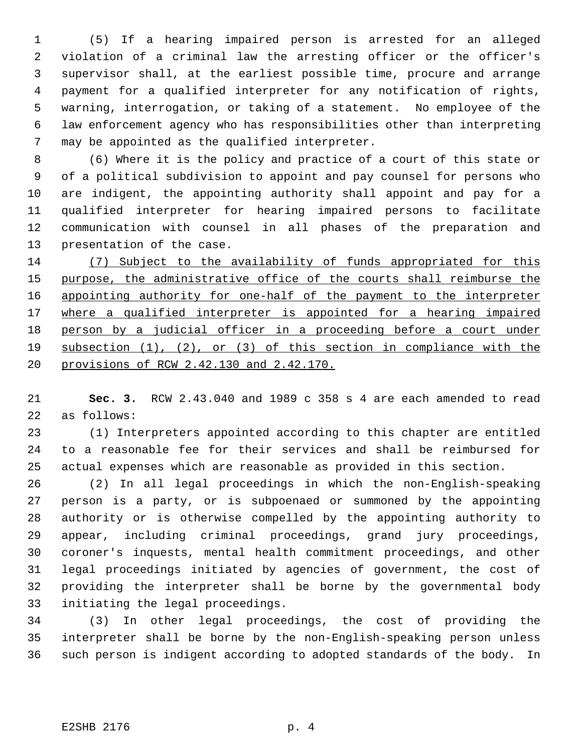(5) If a hearing impaired person is arrested for an alleged violation of a criminal law the arresting officer or the officer's supervisor shall, at the earliest possible time, procure and arrange payment for a qualified interpreter for any notification of rights, warning, interrogation, or taking of a statement. No employee of the law enforcement agency who has responsibilities other than interpreting may be appointed as the qualified interpreter.

(6) Where it is the policy and practice of a court of this state or of a political subdivision to appoint and pay counsel for persons who are indigent, the appointing authority shall appoint and pay for a qualified interpreter for hearing impaired persons to facilitate communication with counsel in all phases of the preparation and presentation of the case.

<u>(7) Subject to the availability of funds appropriated for this purpose, the administrative office of the courts shall reimburse the appointing authority for one-half of the payment to the interpreter where a qualified interpreter is appointed for a hearing impaired person by a judicial officer in a proceeding before a court under subsection (1), (2), or (3) of this section in compliance with the provisions of RCW 2.42.130 and 2.42.170.</u>

**Sec. 3.** RCW 2.43.040 and 1989 c 358 s 4 are each amended to read as follows:

(1) Interpreters appointed according to this chapter are entitled to a reasonable fee for their services and shall be reimbursed for actual expenses which are reasonable as provided in this section.

(2) In all legal proceedings in which the non-English-speaking person is a party, or is subpoenaed or summoned by the appointing authority or is otherwise compelled by the appointing authority to appear, including criminal proceedings, grand jury proceedings, coroner's inquests, mental health commitment proceedings, and other legal proceedings initiated by agencies of government, the cost of providing the interpreter shall be borne by the governmental body initiating the legal proceedings.

(3) In other legal proceedings, the cost of providing the interpreter shall be borne by the non-English-speaking person unless such person is indigent according to adopted standards of the body. In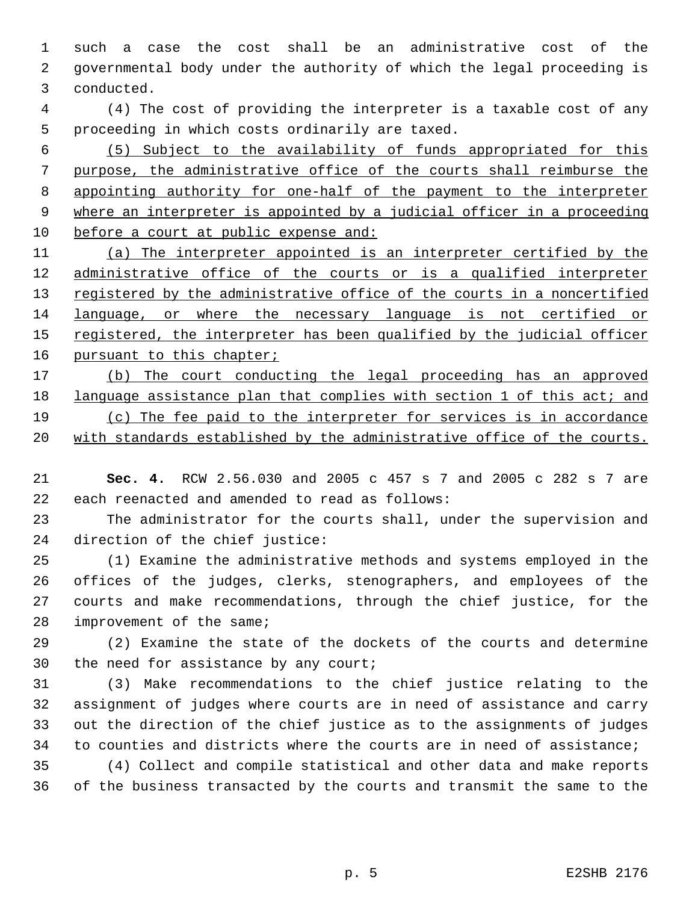such a case the cost shall be an administrative cost of the governmental body under the authority of which the legal proceeding is conducted.

(4) The cost of providing the interpreter is a taxable cost of any proceeding in which costs ordinarily are taxed.

<u>(5) Subject to the availability of funds appropriated for this purpose, the administrative office of the courts shall reimburse the appointing authority for one-half of the payment to the interpreter where an interpreter is appointed by a judicial officer in a proceeding before a court at public expense and:</u>

<u>(a) The interpreter appointed is an interpreter certified by the administrative office of the courts or is a qualified interpreter registered by the administrative office of the courts in a noncertified language, or where the necessary language is not certified or registered, the interpreter has been qualified by the judicial officer pursuant to this chapter;</u>

<u>(b) The court conducting the legal proceeding has an approved language assistance plan that complies with section 1 of this act; and</u>

<u>(c) The fee paid to the interpreter for services is in accordance with standards established by the administrative office of the courts.</u>

**Sec. 4.** RCW 2.56.030 and 2005 c 457 s 7 and 2005 c 282 s 7 are each reenacted and amended to read as follows:

The administrator for the courts shall, under the supervision and direction of the chief justice:

(1) Examine the administrative methods and systems employed in the offices of the judges, clerks, stenographers, and employees of the courts and make recommendations, through the chief justice, for the improvement of the same;

(2) Examine the state of the dockets of the courts and determine the need for assistance by any court;

(3) Make recommendations to the chief justice relating to the assignment of judges where courts are in need of assistance and carry out the direction of the chief justice as to the assignments of judges to counties and districts where the courts are in need of assistance;

(4) Collect and compile statistical and other data and make reports of the business transacted by the courts and transmit the same to the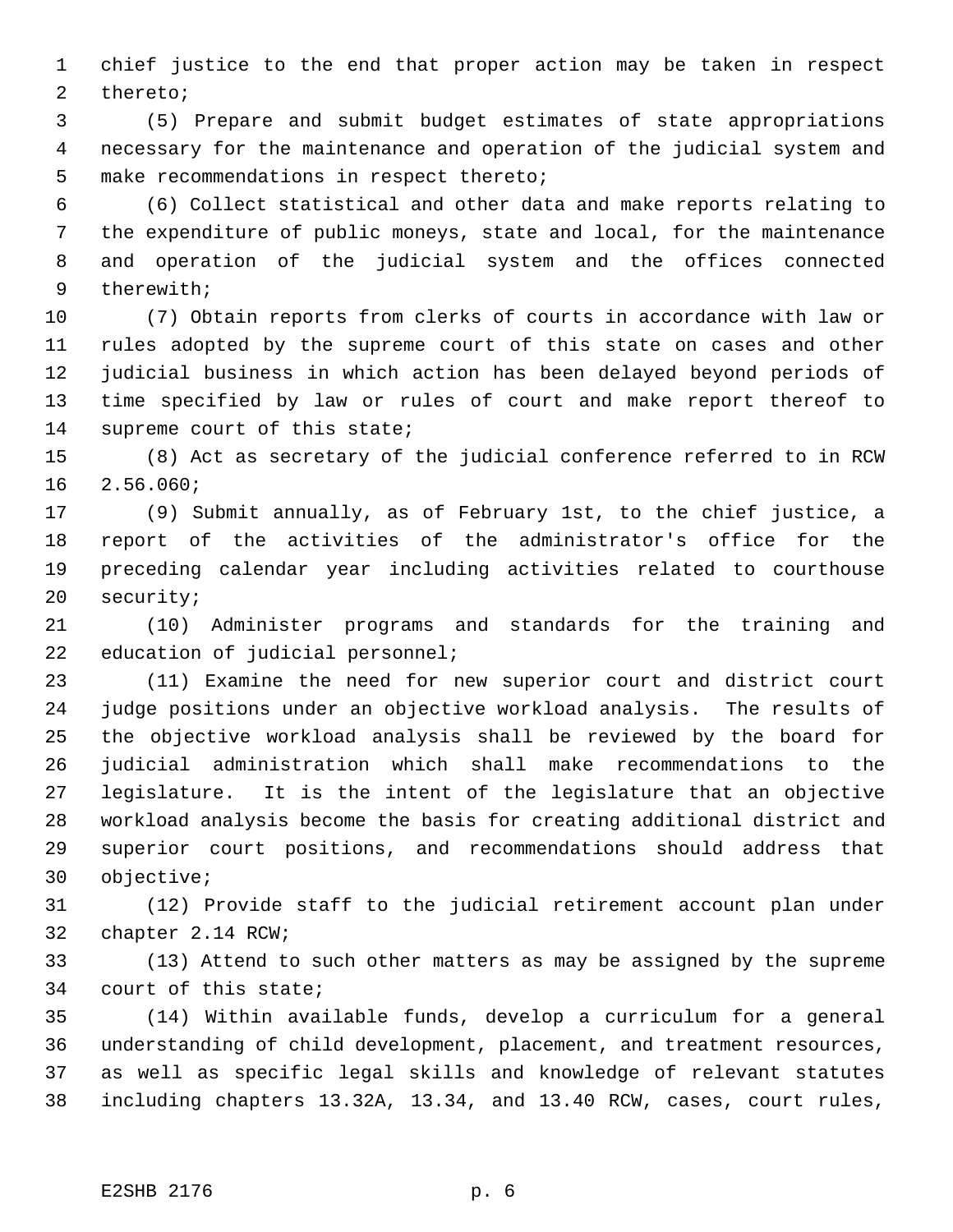chief justice to the end that proper action may be taken in respect thereto;

(5) Prepare and submit budget estimates of state appropriations necessary for the maintenance and operation of the judicial system and make recommendations in respect thereto;

(6) Collect statistical and other data and make reports relating to the expenditure of public moneys, state and local, for the maintenance and operation of the judicial system and the offices connected therewith;

(7) Obtain reports from clerks of courts in accordance with law or rules adopted by the supreme court of this state on cases and other judicial business in which action has been delayed beyond periods of time specified by law or rules of court and make report thereof to supreme court of this state;

(8) Act as secretary of the judicial conference referred to in RCW 2.56.060;

(9) Submit annually, as of February 1st, to the chief justice, a report of the activities of the administrator's office for the preceding calendar year including activities related to courthouse security;

(10) Administer programs and standards for the training and education of judicial personnel;

(11) Examine the need for new superior court and district court judge positions under an objective workload analysis. The results of the objective workload analysis shall be reviewed by the board for judicial administration which shall make recommendations to the legislature. It is the intent of the legislature that an objective workload analysis become the basis for creating additional district and superior court positions, and recommendations should address that objective;

(12) Provide staff to the judicial retirement account plan under chapter 2.14 RCW;

(13) Attend to such other matters as may be assigned by the supreme court of this state;

(14) Within available funds, develop a curriculum for a general understanding of child development, placement, and treatment resources, as well as specific legal skills and knowledge of relevant statutes including chapters 13.32A, 13.34, and 13.40 RCW, cases, court rules,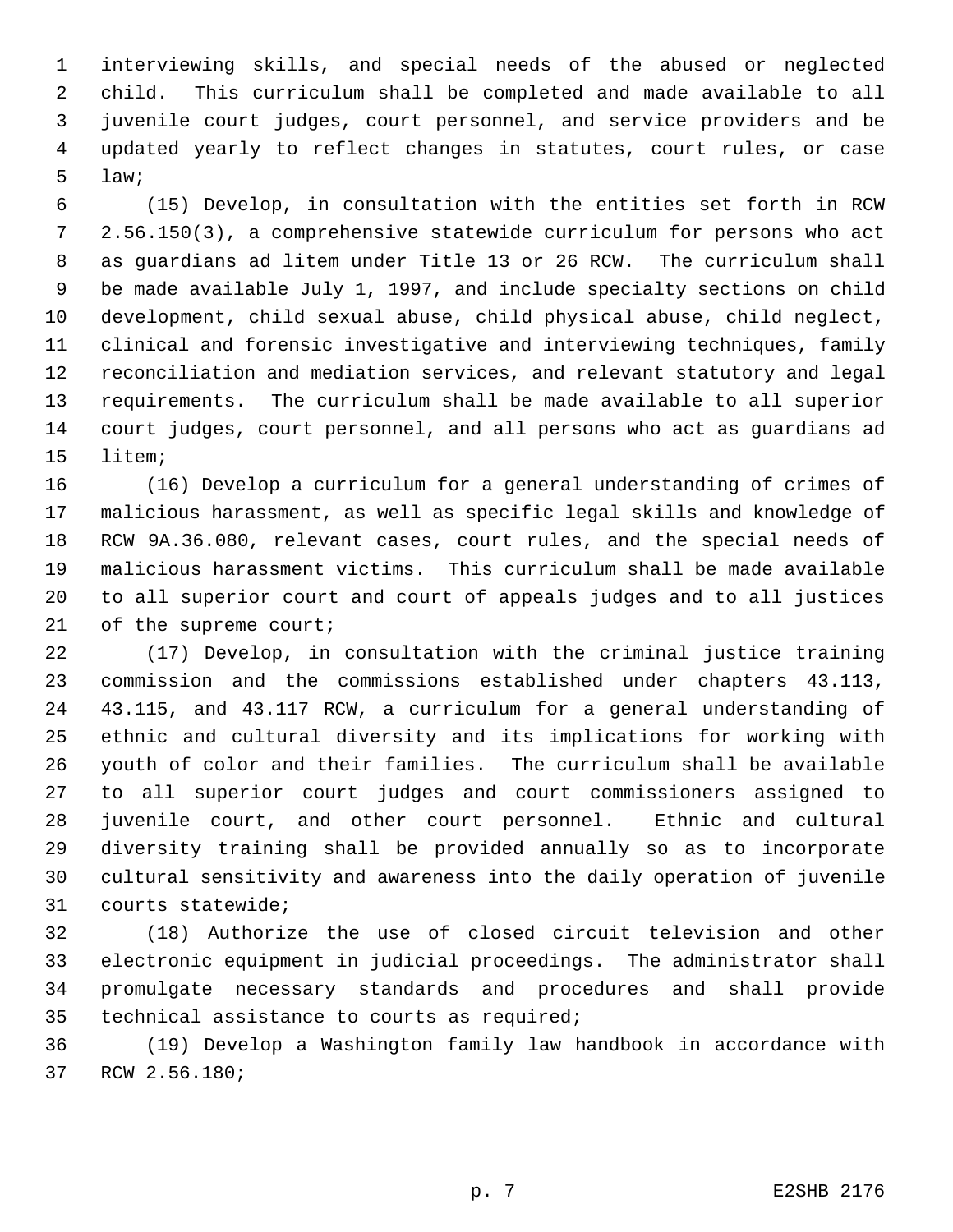interviewing skills, and special needs of the abused or neglected child. This curriculum shall be completed and made available to all juvenile court judges, court personnel, and service providers and be updated yearly to reflect changes in statutes, court rules, or case law;

(15) Develop, in consultation with the entities set forth in RCW 2.56.150(3), a comprehensive statewide curriculum for persons who act as guardians ad litem under Title 13 or 26 RCW. The curriculum shall be made available July 1, 1997, and include specialty sections on child development, child sexual abuse, child physical abuse, child neglect, clinical and forensic investigative and interviewing techniques, family reconciliation and mediation services, and relevant statutory and legal requirements. The curriculum shall be made available to all superior court judges, court personnel, and all persons who act as guardians ad litem;

(16) Develop a curriculum for a general understanding of crimes of malicious harassment, as well as specific legal skills and knowledge of RCW 9A.36.080, relevant cases, court rules, and the special needs of malicious harassment victims. This curriculum shall be made available to all superior court and court of appeals judges and to all justices of the supreme court;

(17) Develop, in consultation with the criminal justice training commission and the commissions established under chapters 43.113, 43.115, and 43.117 RCW, a curriculum for a general understanding of ethnic and cultural diversity and its implications for working with youth of color and their families. The curriculum shall be available to all superior court judges and court commissioners assigned to juvenile court, and other court personnel. Ethnic and cultural diversity training shall be provided annually so as to incorporate cultural sensitivity and awareness into the daily operation of juvenile courts statewide;

(18) Authorize the use of closed circuit television and other electronic equipment in judicial proceedings. The administrator shall promulgate necessary standards and procedures and shall provide technical assistance to courts as required;

(19) Develop a Washington family law handbook in accordance with RCW 2.56.180;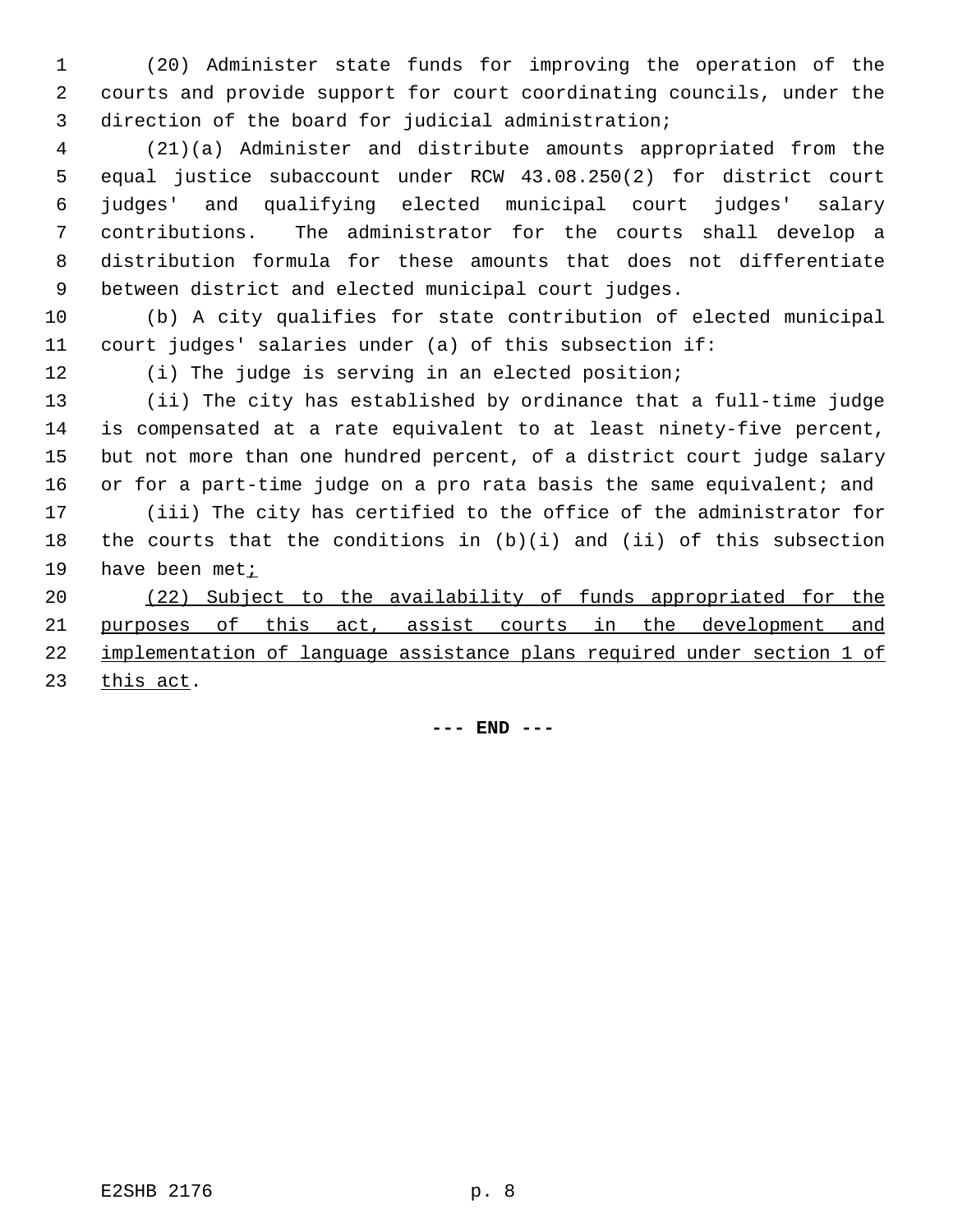(20) Administer state funds for improving the operation of the courts and provide support for court coordinating councils, under the direction of the board for judicial administration;

(21)(a) Administer and distribute amounts appropriated from the equal justice subaccount under RCW 43.08.250(2) for district court judges' and qualifying elected municipal court judges' salary contributions. The administrator for the courts shall develop a distribution formula for these amounts that does not differentiate between district and elected municipal court judges.

(b) A city qualifies for state contribution of elected municipal court judges' salaries under (a) of this subsection if:

(i) The judge is serving in an elected position;

(ii) The city has established by ordinance that a full-time judge is compensated at a rate equivalent to at least ninety-five percent, but not more than one hundred percent, of a district court judge salary or for a part-time judge on a pro rata basis the same equivalent; and

(iii) The city has certified to the office of the administrator for the courts that the conditions in (b)(i) and (ii) of this subsection have been met<u>;</u>

<u>(22) Subject to the availability of funds appropriated for the purposes of this act, assist courts in the development and implementation of language assistance plans required under section 1 of this act</u>.

**--- END ---**